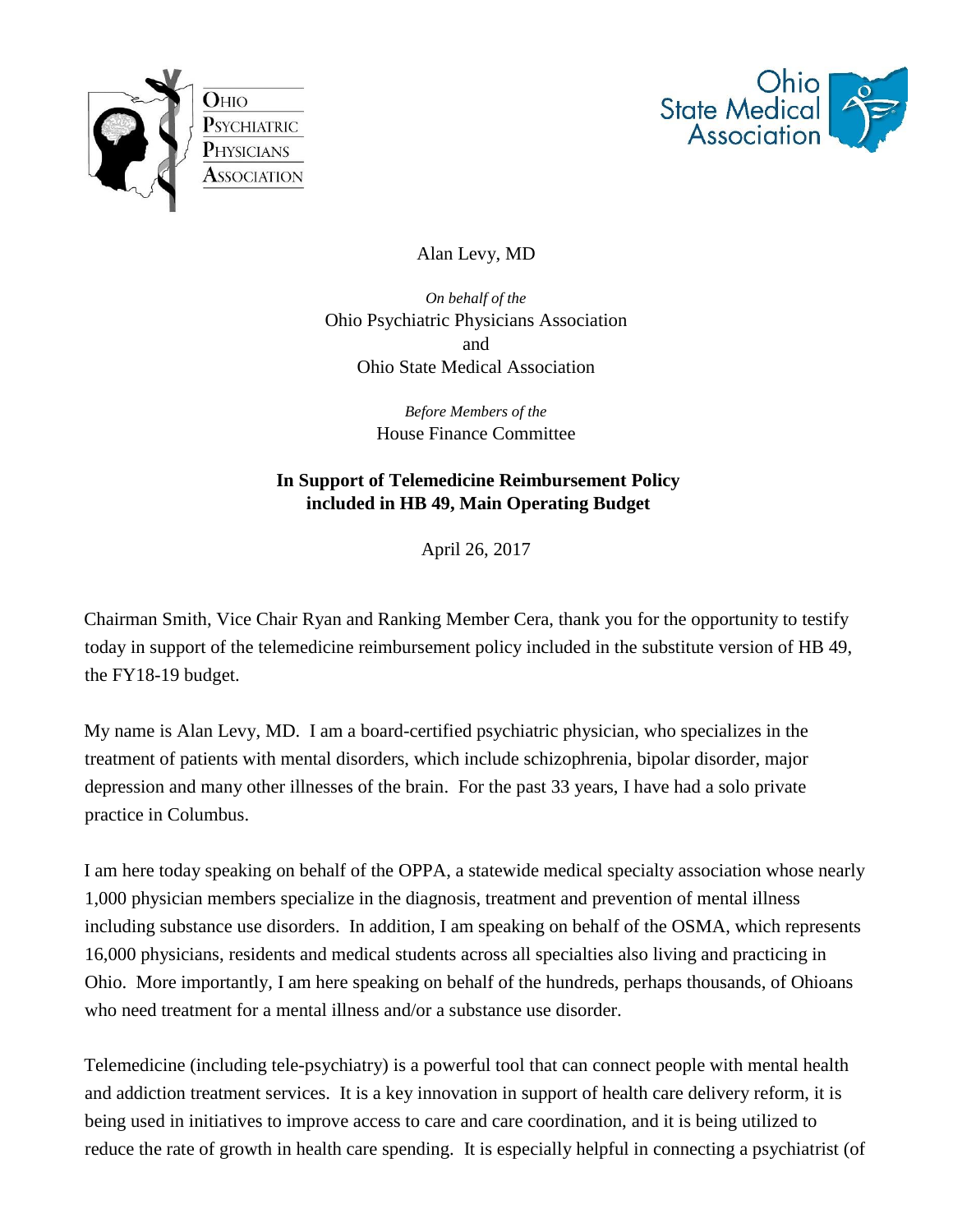Alan Levy, MD

*On behalf of the*
Ohio Psychiatric Physicians Association
and
Ohio State Medical Association

*Before Members of the*
House Finance Committee

**In Support of Telemedicine Reimbursement Policy included in HB 49, Main Operating Budget**

April 26, 2017

Chairman Smith, Vice Chair Ryan and Ranking Member Cera, thank you for the opportunity to testify today in support of the telemedicine reimbursement policy included in the substitute version of HB 49, the FY18-19 budget.

My name is Alan Levy, MD. I am a board-certified psychiatric physician, who specializes in the treatment of patients with mental disorders, which include schizophrenia, bipolar disorder, major depression and many other illnesses of the brain. For the past 33 years, I have had a solo private practice in Columbus.

I am here today speaking on behalf of the OPPA, a statewide medical specialty association whose nearly 1,000 physician members specialize in the diagnosis, treatment and prevention of mental illness including substance use disorders. In addition, I am speaking on behalf of the OSMA, which represents 16,000 physicians, residents and medical students across all specialties also living and practicing in Ohio. More importantly, I am here speaking on behalf of the hundreds, perhaps thousands, of Ohioans who need treatment for a mental illness and/or a substance use disorder.

Telemedicine (including tele-psychiatry) is a powerful tool that can connect people with mental health and addiction treatment services. It is a key innovation in support of health care delivery reform, it is being used in initiatives to improve access to care and care coordination, and it is being utilized to reduce the rate of growth in health care spending. It is especially helpful in connecting a psychiatrist (of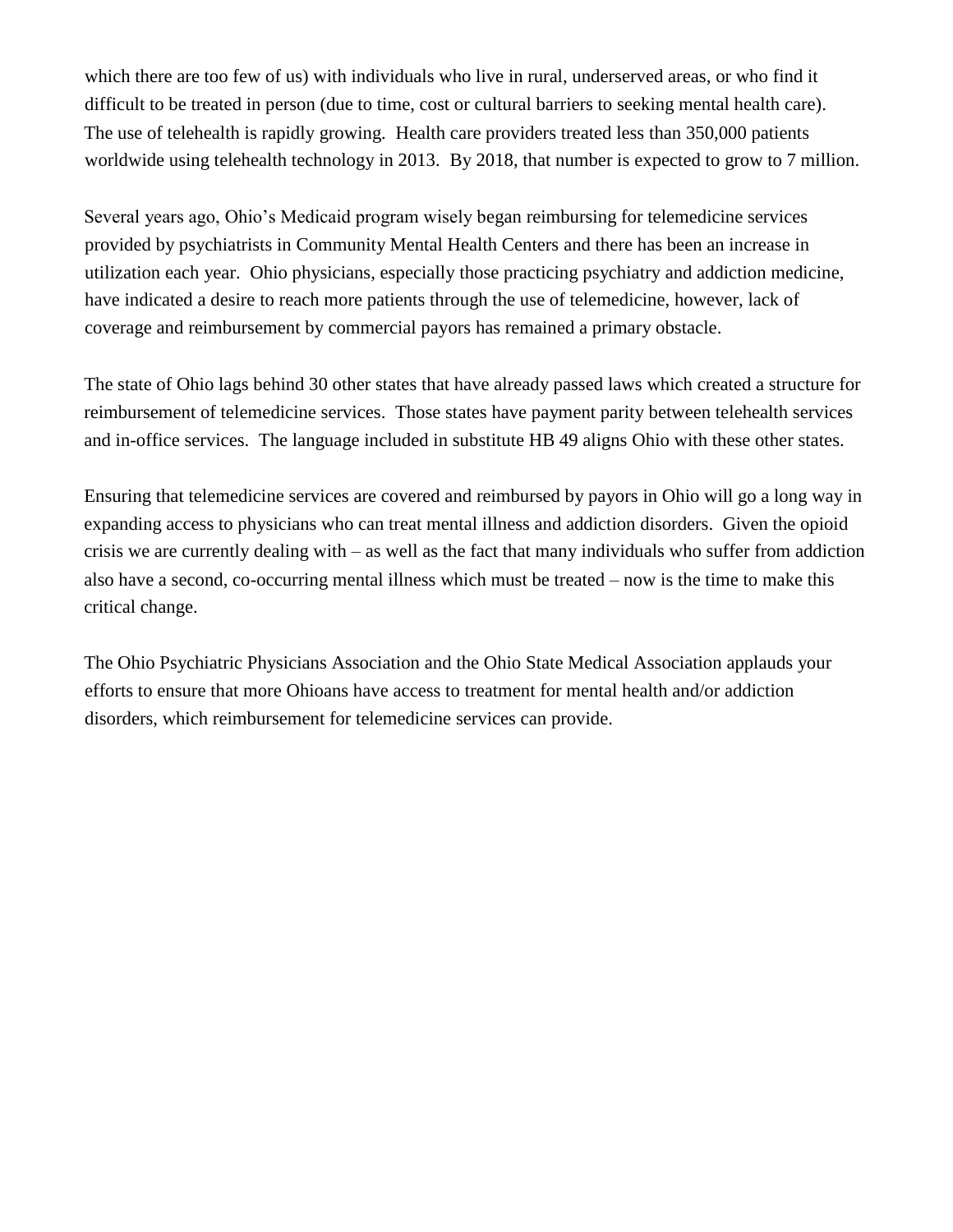which there are too few of us) with individuals who live in rural, underserved areas, or who find it difficult to be treated in person (due to time, cost or cultural barriers to seeking mental health care). The use of telehealth is rapidly growing. Health care providers treated less than 350,000 patients worldwide using telehealth technology in 2013. By 2018, that number is expected to grow to 7 million.

Several years ago, Ohio's Medicaid program wisely began reimbursing for telemedicine services provided by psychiatrists in Community Mental Health Centers and there has been an increase in utilization each year. Ohio physicians, especially those practicing psychiatry and addiction medicine, have indicated a desire to reach more patients through the use of telemedicine, however, lack of coverage and reimbursement by commercial payors has remained a primary obstacle.

The state of Ohio lags behind 30 other states that have already passed laws which created a structure for reimbursement of telemedicine services. Those states have payment parity between telehealth services and in-office services. The language included in substitute HB 49 aligns Ohio with these other states.

Ensuring that telemedicine services are covered and reimbursed by payors in Ohio will go a long way in expanding access to physicians who can treat mental illness and addiction disorders. Given the opioid crisis we are currently dealing with – as well as the fact that many individuals who suffer from addiction also have a second, co-occurring mental illness which must be treated – now is the time to make this critical change.

The Ohio Psychiatric Physicians Association and the Ohio State Medical Association applauds your efforts to ensure that more Ohioans have access to treatment for mental health and/or addiction disorders, which reimbursement for telemedicine services can provide.